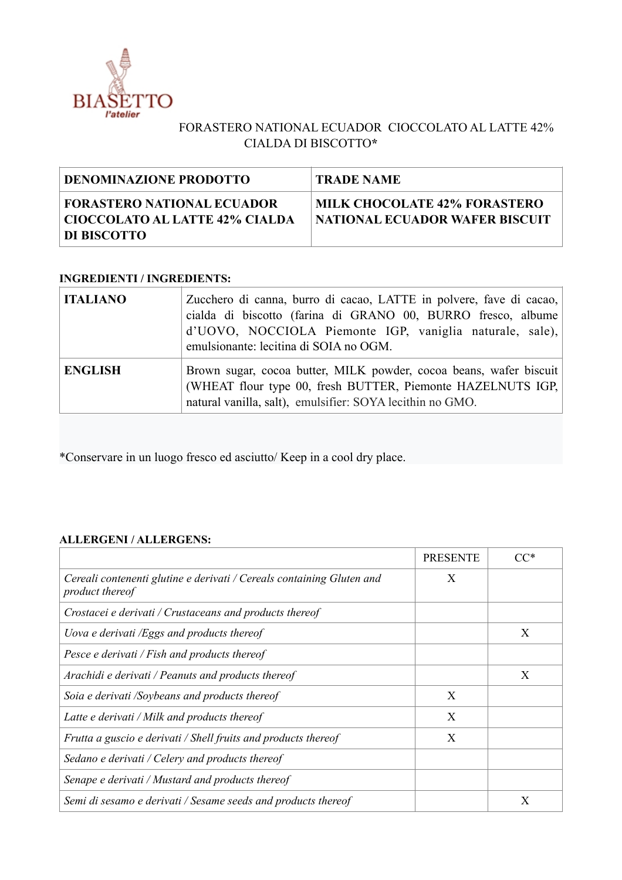BIASETTO
*l'atelier*

# FORASTERO NATIONAL ECUADOR CIOCCOLATO AL LATTE 42% CIALDA DI BISCOTTO*

| DENOMINAZIONE PRODOTTO | TRADE NAME |
|---|---|
| **FORASTERO NATIONAL ECUADOR CIOCCOLATO AL LATTE 42% CIALDA DI BISCOTTO** | **MILK CHOCOLATE 42% FORASTERO NATIONAL ECUADOR WAFER BISCUIT** |

**INGREDIENTI / INGREDIENTS:**

| | |
|---|---|
| **ITALIANO** | Zucchero di canna, burro di cacao, LATTE in polvere, fave di cacao, cialda di biscotto (farina di GRANO 00, BURRO fresco, albume d'UOVO, NOCCIOLA Piemonte IGP, vaniglia naturale, sale), emulsionante: lecitina di SOIA no OGM. |
| **ENGLISH** | Brown sugar, cocoa butter, MILK powder, cocoa beans, wafer biscuit (WHEAT flour type 00, fresh BUTTER, Piemonte HAZELNUTS IGP, natural vanilla, salt), emulsifier: SOYA lecithin no GMO. |

*Conservare in un luogo fresco ed asciutto/ Keep in a cool dry place.

**ALLERGENI / ALLERGENS:**

| | PRESENTE | CC* |
|---|---|---|
| *Cereali contenenti glutine e derivati / Cereals containing Gluten and product thereof* | X | |
| *Crostacei e derivati / Crustaceans and products thereof* | | |
| *Uova e derivati /Eggs and products thereof* | | X |
| *Pesce e derivati / Fish and products thereof* | | |
| *Arachidi e derivati / Peanuts and products thereof* | | X |
| *Soia e derivati /Soybeans and products thereof* | X | |
| *Latte e derivati / Milk and products thereof* | X | |
| *Frutta a guscio e derivati / Shell fruits and products thereof* | X | |
| *Sedano e derivati / Celery and products thereof* | | |
| *Senape e derivati / Mustard and products thereof* | | |
| *Semi di sesamo e derivati / Sesame seeds and products thereof* | | X |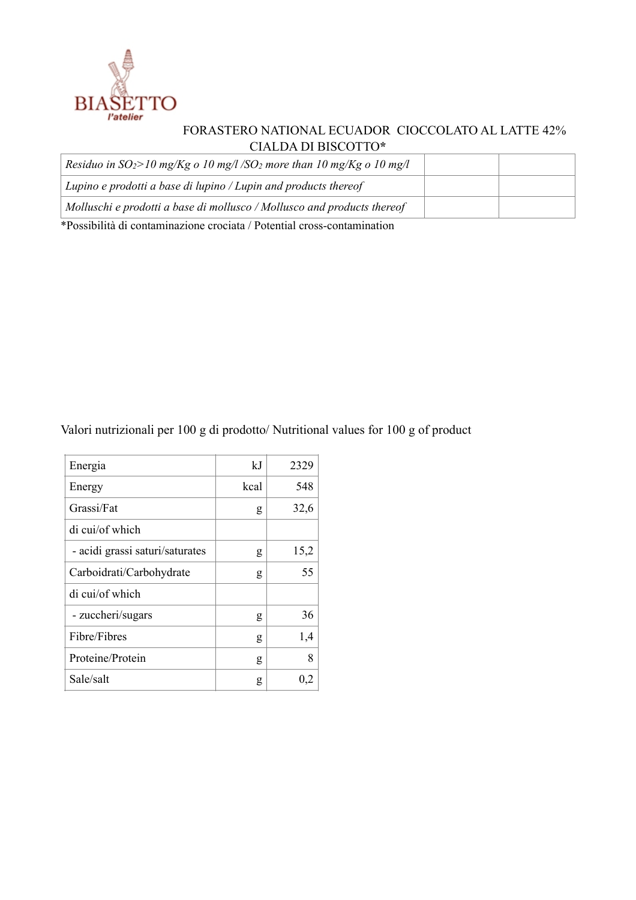BIASETTO
l'atelier

FORASTERO NATIONAL ECUADOR CIOCCOLATO AL LATTE 42%
CIALDA DI BISCOTTO*

| | | |
|---|---|---|
| *Residuo in $SO_2$>10 mg/Kg o 10 mg/l /$SO_2$ more than 10 mg/Kg o 10 mg/l* | | |
| *Lupino e prodotti a base di lupino / Lupin and products thereof* | | |
| *Molluschi e prodotti a base di mollusco / Mollusco and products thereof* | | |

*Possibilità di contaminazione crociata / Potential cross-contamination

Valori nutrizionali per 100 g di prodotto/ Nutritional values for 100 g of product

| | | |
|---|---|---|
| Energia | kJ | 2329 |
| Energy | kcal | 548 |
| Grassi/Fat | g | 32,6 |
| di cui/of which | | |
| - acidi grassi saturi/saturates | g | 15,2 |
| Carboidrati/Carbohydrate | g | 55 |
| di cui/of which | | |
| - zuccheri/sugars | g | 36 |
| Fibre/Fibres | g | 1,4 |
| Proteine/Protein | g | 8 |
| Sale/salt | g | 0,2 |